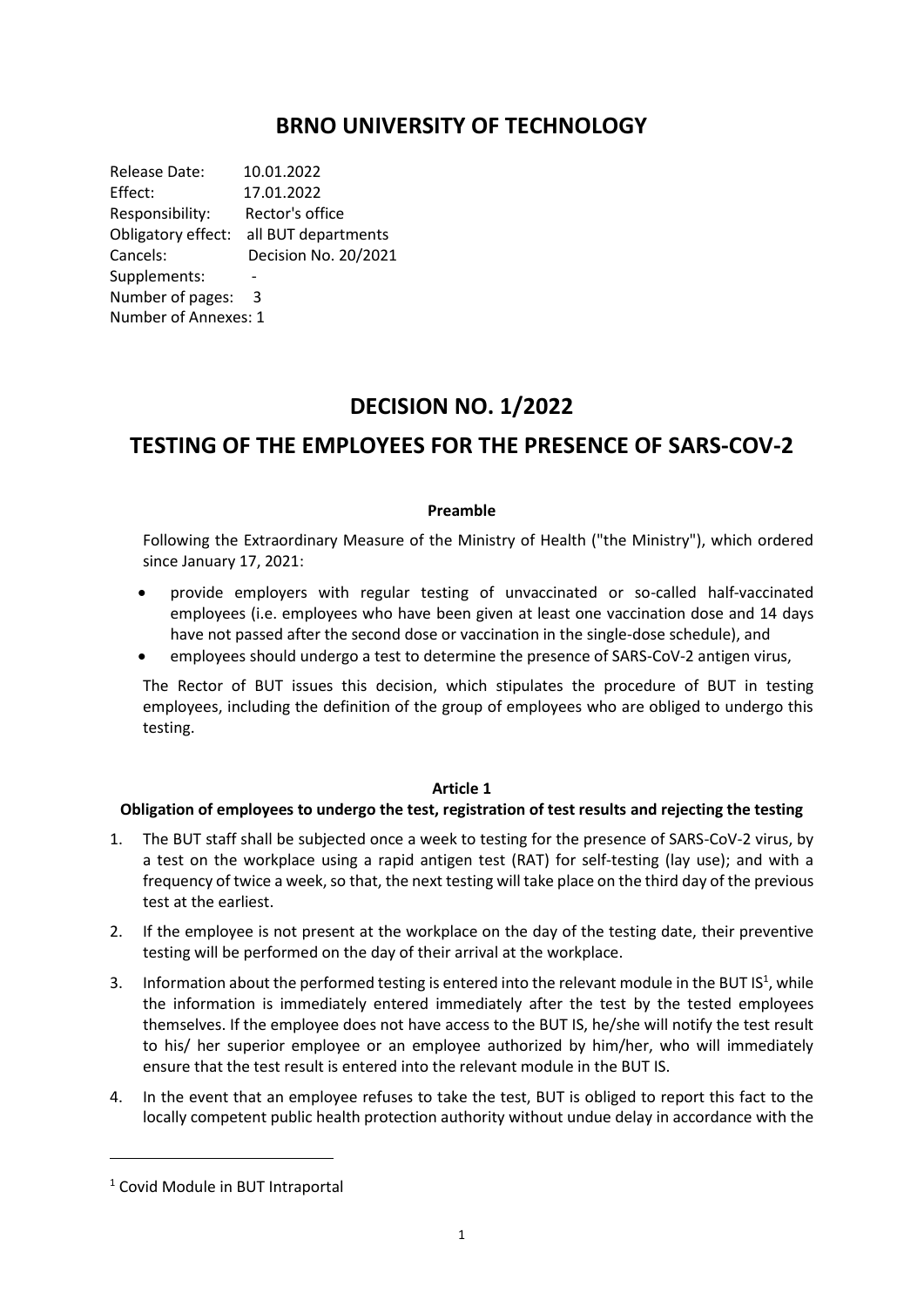# BRNO UNIVERSITY OF TECHNOLOGY

Release Date: 10.01.2022
Effect: 17.01.2022
Responsibility: Rector's office
Obligatory effect: all BUT departments
Cancels: Decision No. 20/2021
Supplements: -
Number of pages: 3
Number of Annexes: 1

# DECISION NO. 1/2022

# TESTING OF THE EMPLOYEES FOR THE PRESENCE OF SARS-COV-2

### Preamble

Following the Extraordinary Measure of the Ministry of Health ("the Ministry"), which ordered since January 17, 2021:

- provide employers with regular testing of unvaccinated or so-called half-vaccinated employees (i.e. employees who have been given at least one vaccination dose and 14 days have not passed after the second dose or vaccination in the single-dose schedule), and
- employees should undergo a test to determine the presence of SARS-CoV-2 antigen virus,

The Rector of BUT issues this decision, which stipulates the procedure of BUT in testing employees, including the definition of the group of employees who are obliged to undergo this testing.

### Article 1

### Obligation of employees to undergo the test, registration of test results and rejecting the testing

1. The BUT staff shall be subjected once a week to testing for the presence of SARS-CoV-2 virus, by a test on the workplace using a rapid antigen test (RAT) for self-testing (lay use); and with a frequency of twice a week, so that, the next testing will take place on the third day of the previous test at the earliest.
2. If the employee is not present at the workplace on the day of the testing date, their preventive testing will be performed on the day of their arrival at the workplace.
3. Information about the performed testing is entered into the relevant module in the BUT IS[1], while the information is immediately entered immediately after the test by the tested employees themselves. If the employee does not have access to the BUT IS, he/she will notify the test result to his/ her superior employee or an employee authorized by him/her, who will immediately ensure that the test result is entered into the relevant module in the BUT IS.
4. In the event that an employee refuses to take the test, BUT is obliged to report this fact to the locally competent public health protection authority without undue delay in accordance with the

[1] Covid Module in BUT Intraportal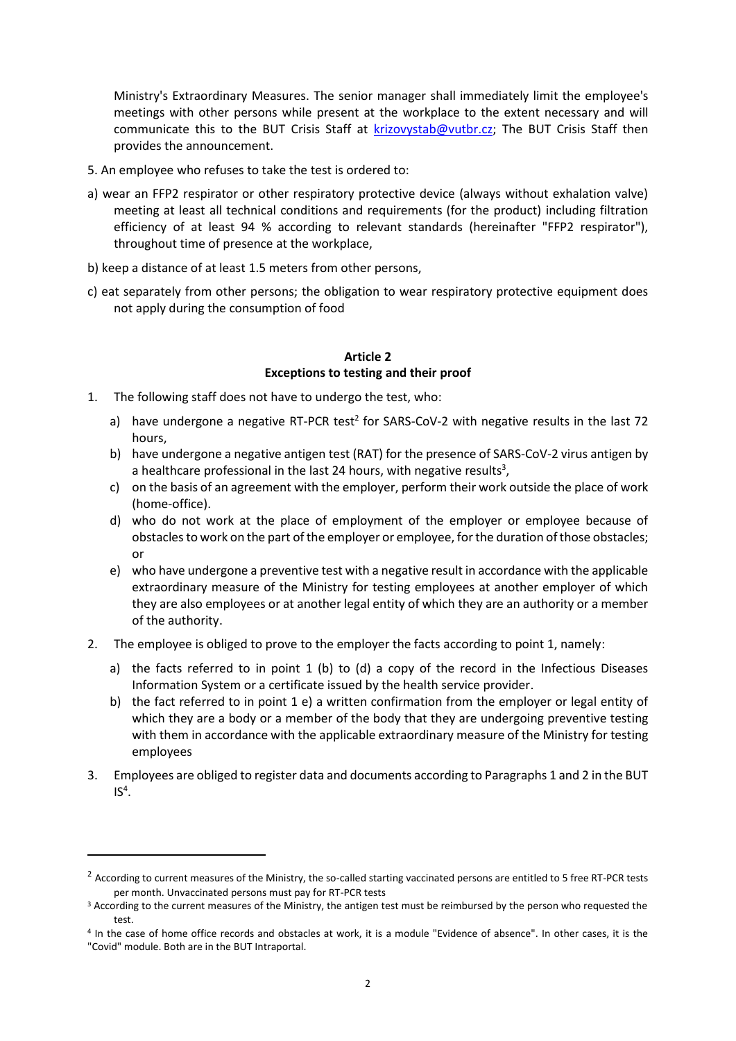Ministry's Extraordinary Measures. The senior manager shall immediately limit the employee's meetings with other persons while present at the workplace to the extent necessary and will communicate this to the BUT Crisis Staff at krizovystab@vutbr.cz; The BUT Crisis Staff then provides the announcement.

5. An employee who refuses to take the test is ordered to:

a) wear an FFP2 respirator or other respiratory protective device (always without exhalation valve) meeting at least all technical conditions and requirements (for the product) including filtration efficiency of at least 94 % according to relevant standards (hereinafter "FFP2 respirator"), throughout time of presence at the workplace,

b) keep a distance of at least 1.5 meters from other persons,

c) eat separately from other persons; the obligation to wear respiratory protective equipment does not apply during the consumption of food

**Article 2**
**Exceptions to testing and their proof**

1. The following staff does not have to undergo the test, who:
   a) have undergone a negative RT-PCR test[2] for SARS-CoV-2 with negative results in the last 72 hours,
   b) have undergone a negative antigen test (RAT) for the presence of SARS-CoV-2 virus antigen by a healthcare professional in the last 24 hours, with negative results[3],
   c) on the basis of an agreement with the employer, perform their work outside the place of work (home-office).
   d) who do not work at the place of employment of the employer or employee because of obstacles to work on the part of the employer or employee, for the duration of those obstacles; or
   e) who have undergone a preventive test with a negative result in accordance with the applicable extraordinary measure of the Ministry for testing employees at another employer of which they are also employees or at another legal entity of which they are an authority or a member of the authority.
2. The employee is obliged to prove to the employer the facts according to point 1, namely:
   a) the facts referred to in point 1 (b) to (d) a copy of the record in the Infectious Diseases Information System or a certificate issued by the health service provider.
   b) the fact referred to in point 1 e) a written confirmation from the employer or legal entity of which they are a body or a member of the body that they are undergoing preventive testing with them in accordance with the applicable extraordinary measure of the Ministry for testing employees
3. Employees are obliged to register data and documents according to Paragraphs 1 and 2 in the BUT IS[4].

---

[2] According to current measures of the Ministry, the so-called starting vaccinated persons are entitled to 5 free RT-PCR tests per month. Unvaccinated persons must pay for RT-PCR tests

[3] According to the current measures of the Ministry, the antigen test must be reimbursed by the person who requested the test.

[4] In the case of home office records and obstacles at work, it is a module "Evidence of absence". In other cases, it is the "Covid" module. Both are in the BUT Intraportal.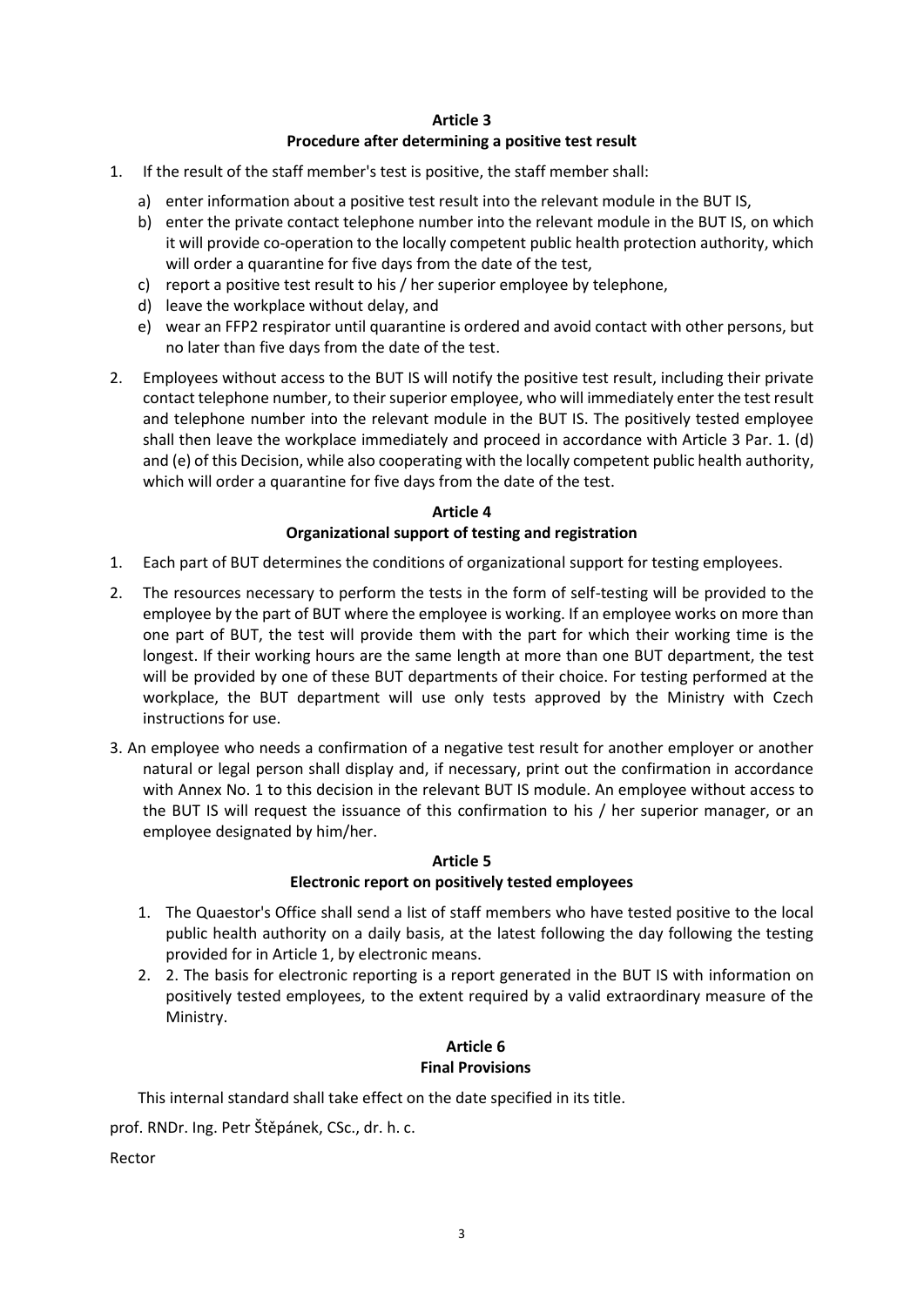## Article 3
## Procedure after determining a positive test result

1. If the result of the staff member's test is positive, the staff member shall:
   a) enter information about a positive test result into the relevant module in the BUT IS,
   b) enter the private contact telephone number into the relevant module in the BUT IS, on which it will provide co-operation to the locally competent public health protection authority, which will order a quarantine for five days from the date of the test,
   c) report a positive test result to his / her superior employee by telephone,
   d) leave the workplace without delay, and
   e) wear an FFP2 respirator until quarantine is ordered and avoid contact with other persons, but no later than five days from the date of the test.
2. Employees without access to the BUT IS will notify the positive test result, including their private contact telephone number, to their superior employee, who will immediately enter the test result and telephone number into the relevant module in the BUT IS. The positively tested employee shall then leave the workplace immediately and proceed in accordance with Article 3 Par. 1. (d) and (e) of this Decision, while also cooperating with the locally competent public health authority, which will order a quarantine for five days from the date of the test.

## Article 4
## Organizational support of testing and registration

1. Each part of BUT determines the conditions of organizational support for testing employees.
2. The resources necessary to perform the tests in the form of self-testing will be provided to the employee by the part of BUT where the employee is working. If an employee works on more than one part of BUT, the test will provide them with the part for which their working time is the longest. If their working hours are the same length at more than one BUT department, the test will be provided by one of these BUT departments of their choice. For testing performed at the workplace, the BUT department will use only tests approved by the Ministry with Czech instructions for use.
3. An employee who needs a confirmation of a negative test result for another employer or another natural or legal person shall display and, if necessary, print out the confirmation in accordance with Annex No. 1 to this decision in the relevant BUT IS module. An employee without access to the BUT IS will request the issuance of this confirmation to his / her superior manager, or an employee designated by him/her.

## Article 5
## Electronic report on positively tested employees

1. The Quaestor's Office shall send a list of staff members who have tested positive to the local public health authority on a daily basis, at the latest following the day following the testing provided for in Article 1, by electronic means.
2. 2. The basis for electronic reporting is a report generated in the BUT IS with information on positively tested employees, to the extent required by a valid extraordinary measure of the Ministry.

## Article 6
## Final Provisions

This internal standard shall take effect on the date specified in its title.

prof. RNDr. Ing. Petr Štěpánek, CSc., dr. h. c.

Rector